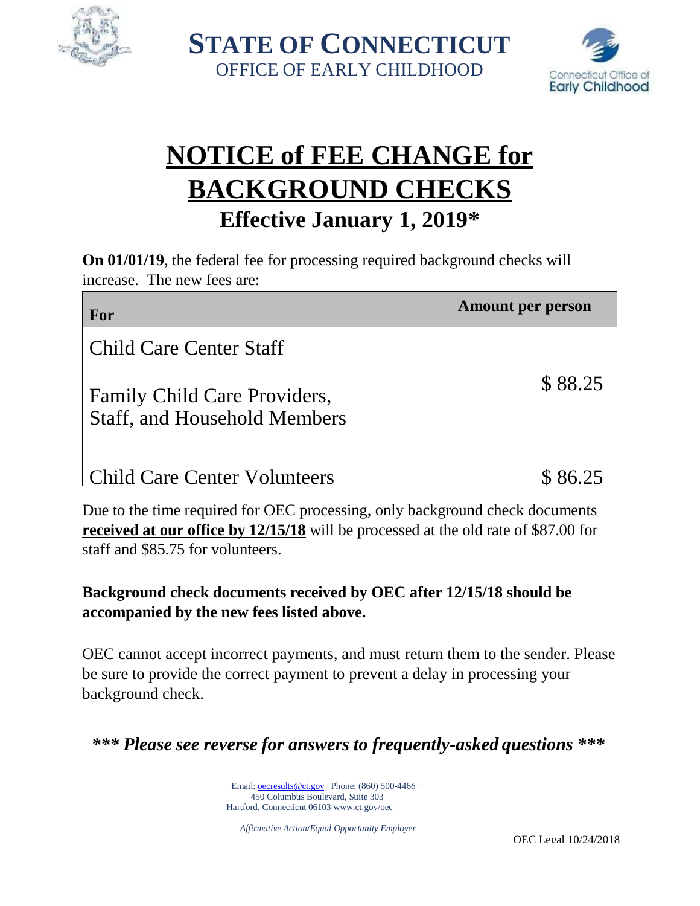**STATE OF CONNECTICUT**
OFFICE OF EARLY CHILDHOOD

# NOTICE of FEE CHANGE for BACKGROUND CHECKS

## Effective January 1, 2019*

**On 01/01/19**, the federal fee for processing required background checks will increase. The new fees are:

| For | Amount per person |
|---|---|
| Child Care Center Staff<br><br>Family Child Care Providers, Staff, and Household Members | $ 88.25 |
| Child Care Center Volunteers | $ 86.25 |

Due to the time required for OEC processing, only background check documents **received at our office by 12/15/18** will be processed at the old rate of $87.00 for staff and $85.75 for volunteers.

**Background check documents received by OEC after 12/15/18 should be accompanied by the new fees listed above.**

OEC cannot accept incorrect payments, and must return them to the sender. Please be sure to provide the correct payment to prevent a delay in processing your background check.

***\*\*\* Please see reverse for answers to frequently-asked questions \*\*\****

Email: oecresults@ct.gov Phone: (860) 500-4466 ·
450 Columbus Boulevard, Suite 303
Hartford, Connecticut 06103 www.ct.gov/oec

*Affirmative Action/Equal Opportunity Employer*

OEC Legal 10/24/2018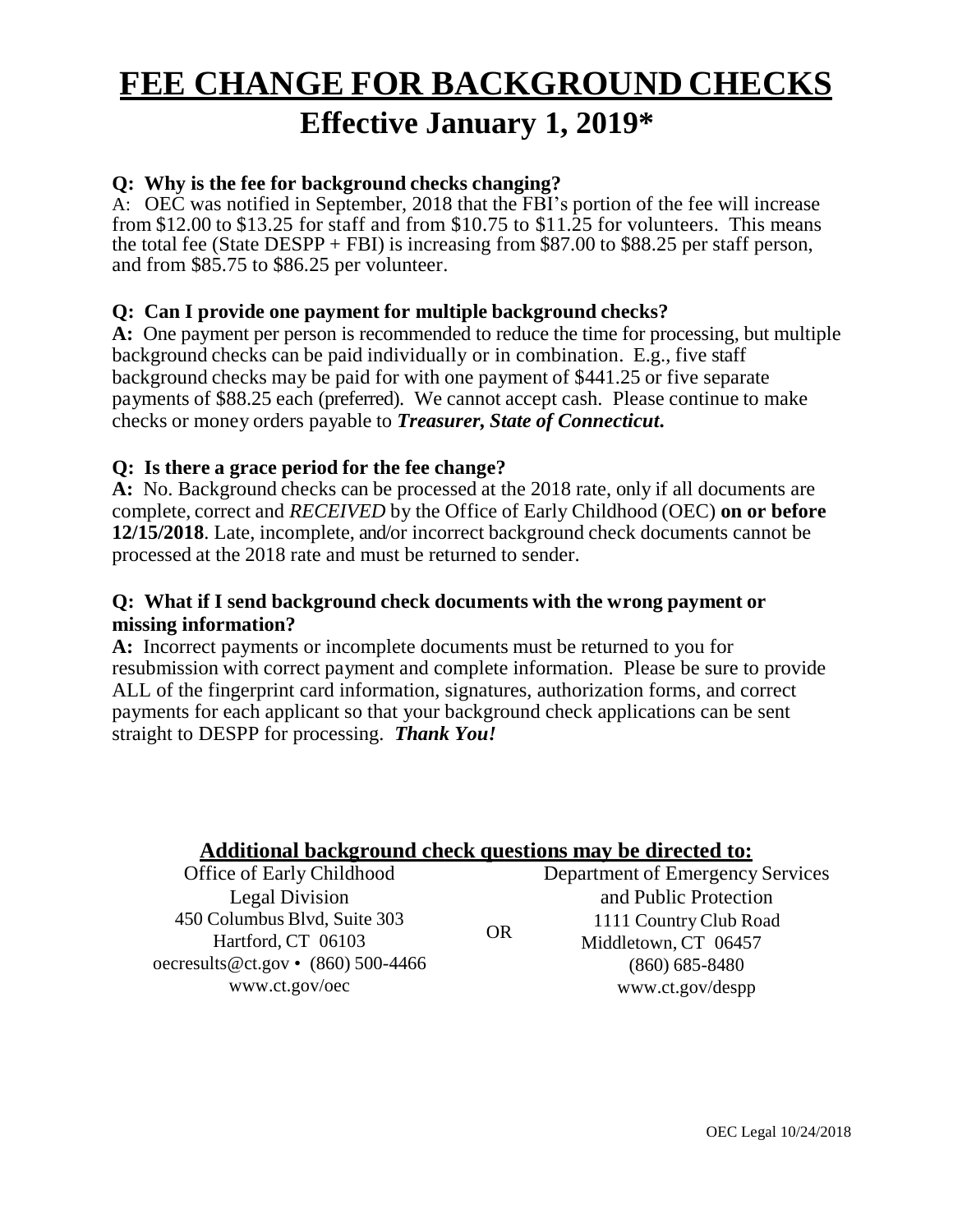# FEE CHANGE FOR BACKGROUND CHECKS

## Effective January 1, 2019*

**Q: Why is the fee for background checks changing?**

A: OEC was notified in September, 2018 that the FBI's portion of the fee will increase from $12.00 to $13.25 for staff and from $10.75 to $11.25 for volunteers. This means the total fee (State DESPP + FBI) is increasing from $87.00 to $88.25 per staff person, and from $85.75 to $86.25 per volunteer.

**Q: Can I provide one payment for multiple background checks?**

**A:** One payment per person is recommended to reduce the time for processing, but multiple background checks can be paid individually or in combination. E.g., five staff background checks may be paid for with one payment of $441.25 or five separate payments of $88.25 each (preferred). We cannot accept cash. Please continue to make checks or money orders payable to ***Treasurer, State of Connecticut.***

**Q: Is there a grace period for the fee change?**

**A:** No. Background checks can be processed at the 2018 rate, only if all documents are complete, correct and *RECEIVED* by the Office of Early Childhood (OEC) **on or before 12/15/2018**. Late, incomplete, and/or incorrect background check documents cannot be processed at the 2018 rate and must be returned to sender.

**Q: What if I send background check documents with the wrong payment or missing information?**

**A:** Incorrect payments or incomplete documents must be returned to you for resubmission with correct payment and complete information. Please be sure to provide ALL of the fingerprint card information, signatures, authorization forms, and correct payments for each applicant so that your background check applications can be sent straight to DESPP for processing. ***Thank You!***

**Additional background check questions may be directed to:**

Office of Early Childhood
Legal Division
450 Columbus Blvd, Suite 303
Hartford, CT 06103
oecresults@ct.gov • (860) 500-4466
www.ct.gov/oec

OR

Department of Emergency Services and Public Protection
1111 Country Club Road
Middletown, CT 06457
(860) 685-8480
www.ct.gov/despp

OEC Legal 10/24/2018